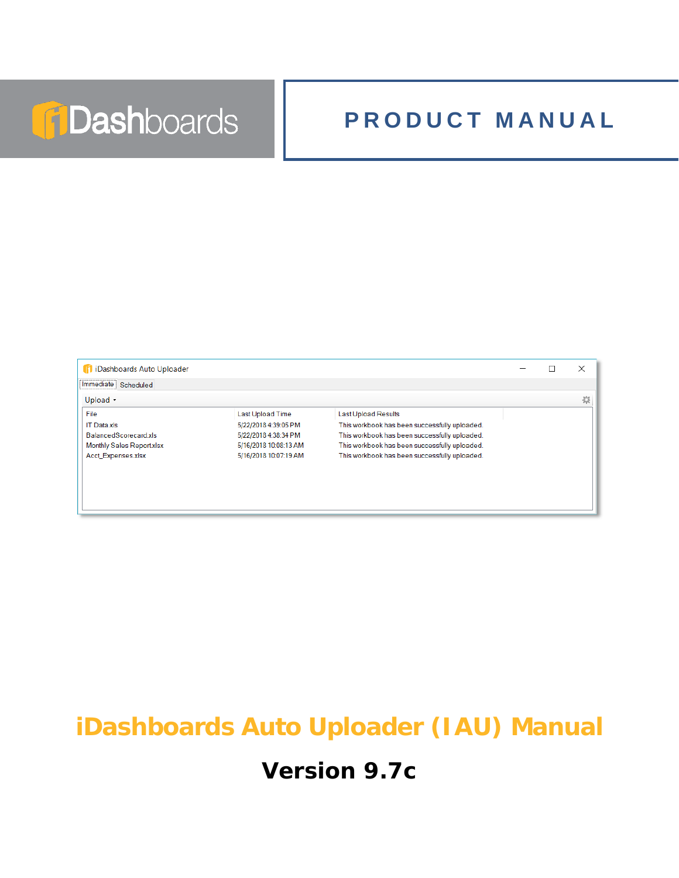iDashboards

PRODUCT MANUAL

iDashboards Auto Uploader

Immediate Scheduled

Upload

| File | Last Upload Time | Last Upload Results |
| --- | --- | --- |
| IT Data.xls | 5/22/2018 4:39:05 PM | This workbook has been successfully uploaded. |
| BalancedScorecard.xls | 5/22/2018 4:38:34 PM | This workbook has been successfully uploaded. |
| Monthly Sales Report.xlsx | 5/16/2018 10:08:13 AM | This workbook has been successfully uploaded. |
| Acct_Expenses.xlsx | 5/16/2018 10:07:19 AM | This workbook has been successfully uploaded. |

# iDashboards Auto Uploader (IAU) Manual

## Version 9.7c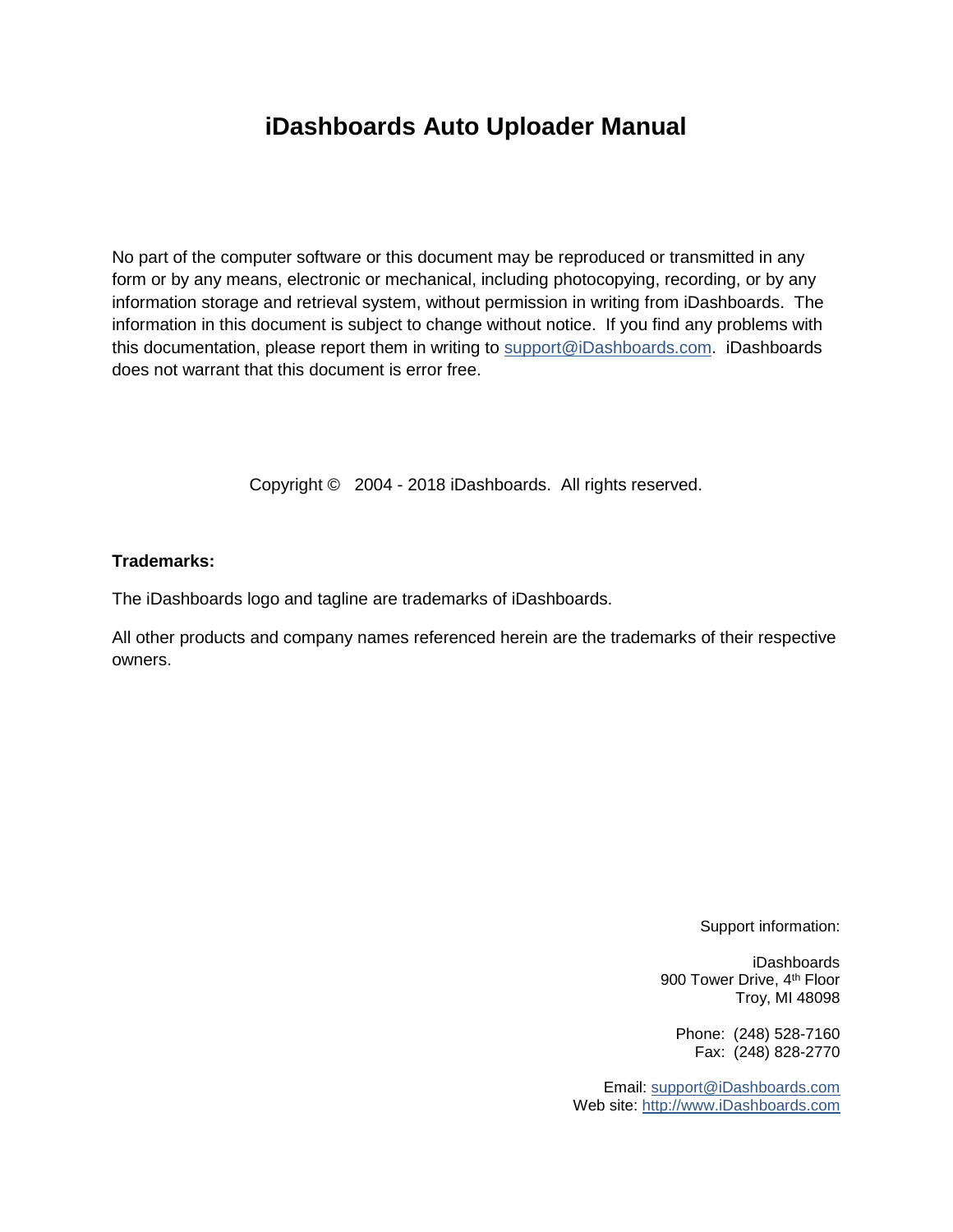# iDashboards Auto Uploader Manual

No part of the computer software or this document may be reproduced or transmitted in any form or by any means, electronic or mechanical, including photocopying, recording, or by any information storage and retrieval system, without permission in writing from iDashboards. The information in this document is subject to change without notice. If you find any problems with this documentation, please report them in writing to support@iDashboards.com. iDashboards does not warrant that this document is error free.

Copyright © 2004 - 2018 iDashboards. All rights reserved.

**Trademarks:**

The iDashboards logo and tagline are trademarks of iDashboards.

All other products and company names referenced herein are the trademarks of their respective owners.

Support information:

iDashboards
900 Tower Drive, 4th Floor
Troy, MI 48098

Phone: (248) 528-7160
Fax: (248) 828-2770

Email: support@iDashboards.com
Web site: http://www.iDashboards.com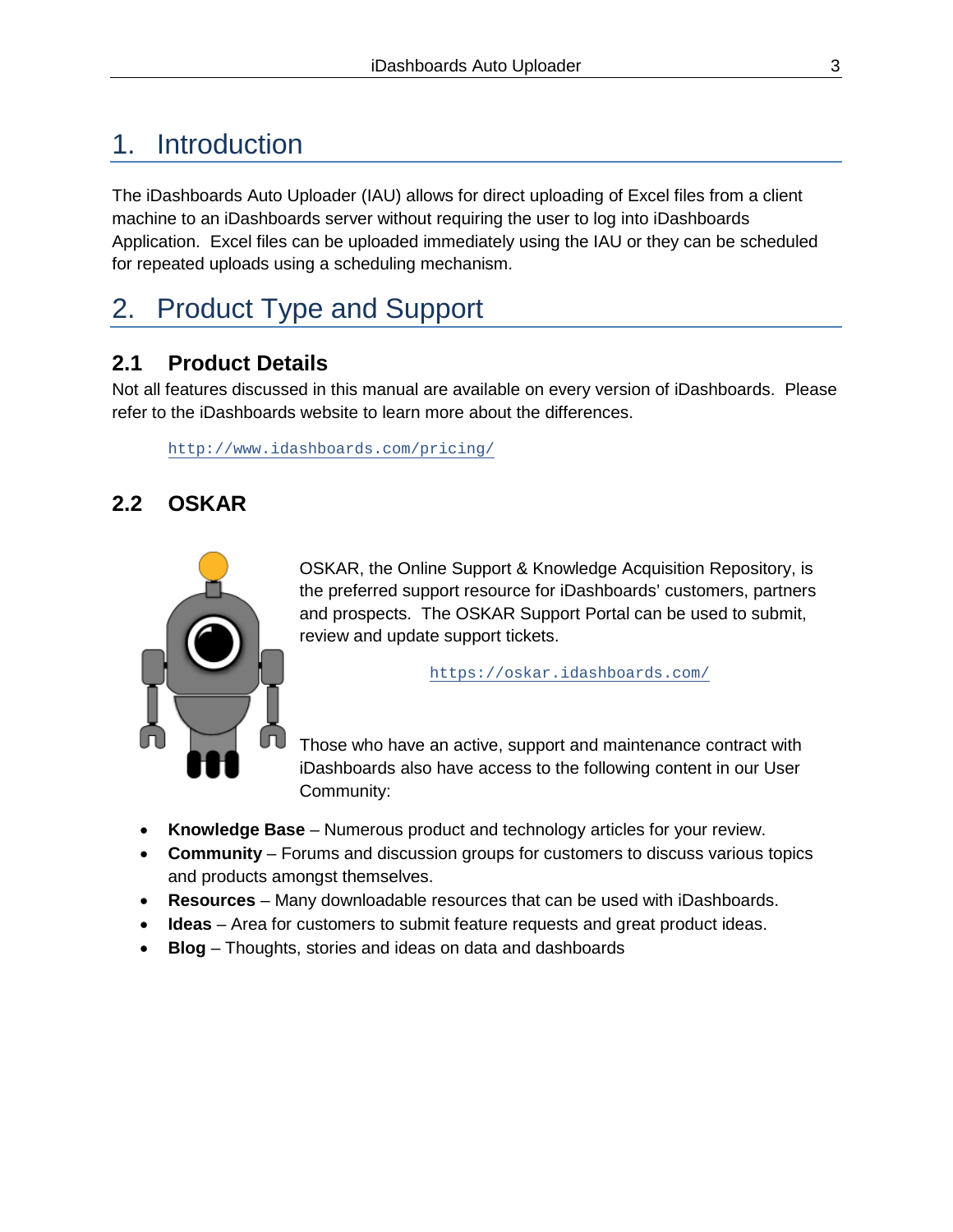# 1. Introduction

The iDashboards Auto Uploader (IAU) allows for direct uploading of Excel files from a client machine to an iDashboards server without requiring the user to log into iDashboards Application. Excel files can be uploaded immediately using the IAU or they can be scheduled for repeated uploads using a scheduling mechanism.

# 2. Product Type and Support

## 2.1 Product Details

Not all features discussed in this manual are available on every version of iDashboards. Please refer to the iDashboards website to learn more about the differences.

http://www.idashboards.com/pricing/

## 2.2 OSKAR

OSKAR, the Online Support & Knowledge Acquisition Repository, is the preferred support resource for iDashboards' customers, partners and prospects. The OSKAR Support Portal can be used to submit, review and update support tickets.

https://oskar.idashboards.com/

Those who have an active, support and maintenance contract with iDashboards also have access to the following content in our User Community:

- **Knowledge Base** – Numerous product and technology articles for your review.
- **Community** – Forums and discussion groups for customers to discuss various topics and products amongst themselves.
- **Resources** – Many downloadable resources that can be used with iDashboards.
- **Ideas** – Area for customers to submit feature requests and great product ideas.
- **Blog** – Thoughts, stories and ideas on data and dashboards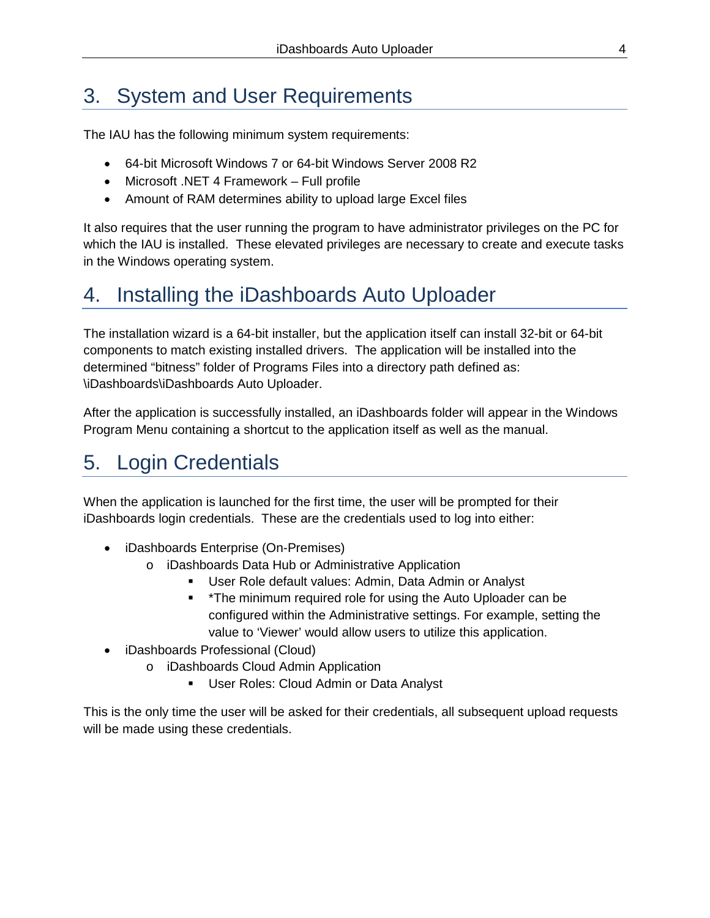# 3. System and User Requirements

The IAU has the following minimum system requirements:

- 64-bit Microsoft Windows 7 or 64-bit Windows Server 2008 R2
- Microsoft .NET 4 Framework – Full profile
- Amount of RAM determines ability to upload large Excel files

It also requires that the user running the program to have administrator privileges on the PC for which the IAU is installed. These elevated privileges are necessary to create and execute tasks in the Windows operating system.

# 4. Installing the iDashboards Auto Uploader

The installation wizard is a 64-bit installer, but the application itself can install 32-bit or 64-bit components to match existing installed drivers. The application will be installed into the determined "bitness" folder of Programs Files into a directory path defined as: \iDashboards\iDashboards Auto Uploader.

After the application is successfully installed, an iDashboards folder will appear in the Windows Program Menu containing a shortcut to the application itself as well as the manual.

# 5. Login Credentials

When the application is launched for the first time, the user will be prompted for their iDashboards login credentials. These are the credentials used to log into either:

- iDashboards Enterprise (On-Premises)
    - iDashboards Data Hub or Administrative Application
        - User Role default values: Admin, Data Admin or Analyst
        - *The minimum required role for using the Auto Uploader can be configured within the Administrative settings. For example, setting the value to 'Viewer' would allow users to utilize this application.
- iDashboards Professional (Cloud)
    - iDashboards Cloud Admin Application
        - User Roles: Cloud Admin or Data Analyst

This is the only time the user will be asked for their credentials, all subsequent upload requests will be made using these credentials.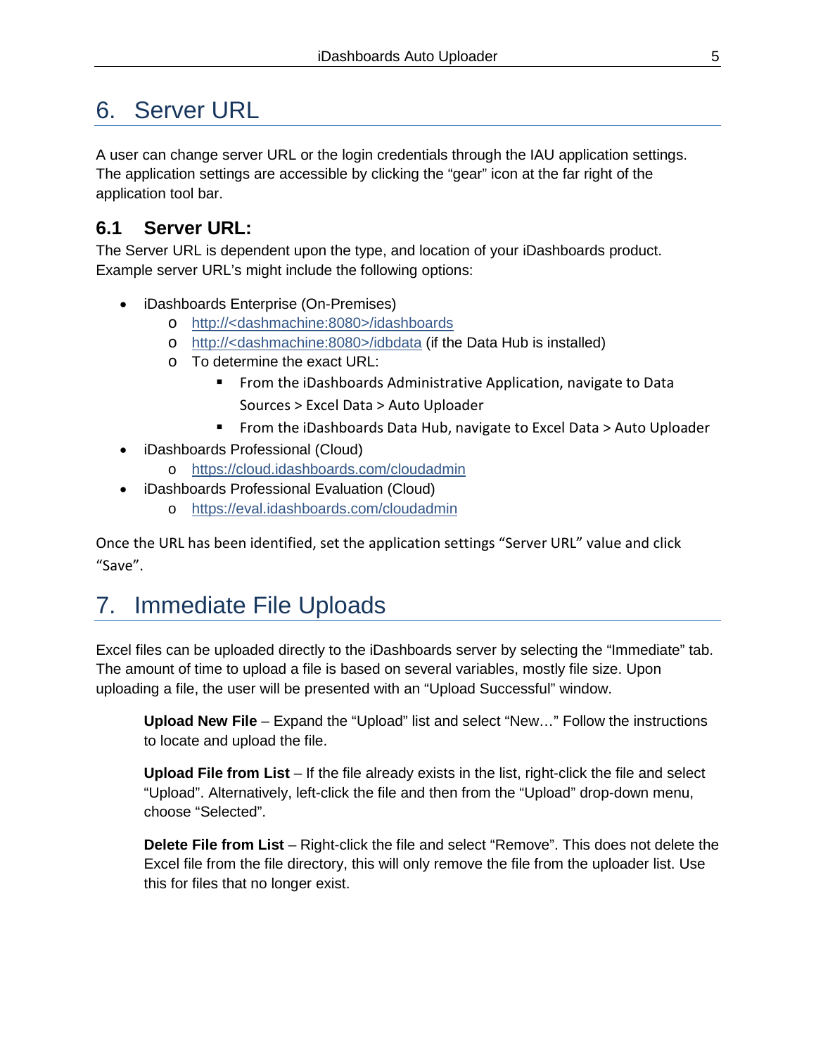# 6. Server URL

A user can change server URL or the login credentials through the IAU application settings. The application settings are accessible by clicking the "gear" icon at the far right of the application tool bar.

## 6.1 Server URL:

The Server URL is dependent upon the type, and location of your iDashboards product. Example server URL's might include the following options:

- iDashboards Enterprise (On-Premises)
  - http://<dashmachine:8080>/idashboards
  - http://<dashmachine:8080>/idbdata (if the Data Hub is installed)
  - To determine the exact URL:
    - From the iDashboards Administrative Application, navigate to Data Sources > Excel Data > Auto Uploader
    - From the iDashboards Data Hub, navigate to Excel Data > Auto Uploader
- iDashboards Professional (Cloud)
  - https://cloud.idashboards.com/cloudadmin
- iDashboards Professional Evaluation (Cloud)
  - https://eval.idashboards.com/cloudadmin

Once the URL has been identified, set the application settings "Server URL" value and click "Save".

# 7. Immediate File Uploads

Excel files can be uploaded directly to the iDashboards server by selecting the "Immediate" tab. The amount of time to upload a file is based on several variables, mostly file size. Upon uploading a file, the user will be presented with an "Upload Successful" window.

**Upload New File** – Expand the "Upload" list and select "New…" Follow the instructions to locate and upload the file.

**Upload File from List** – If the file already exists in the list, right-click the file and select "Upload". Alternatively, left-click the file and then from the "Upload" drop-down menu, choose "Selected".

**Delete File from List** – Right-click the file and select "Remove". This does not delete the Excel file from the file directory, this will only remove the file from the uploader list. Use this for files that no longer exist.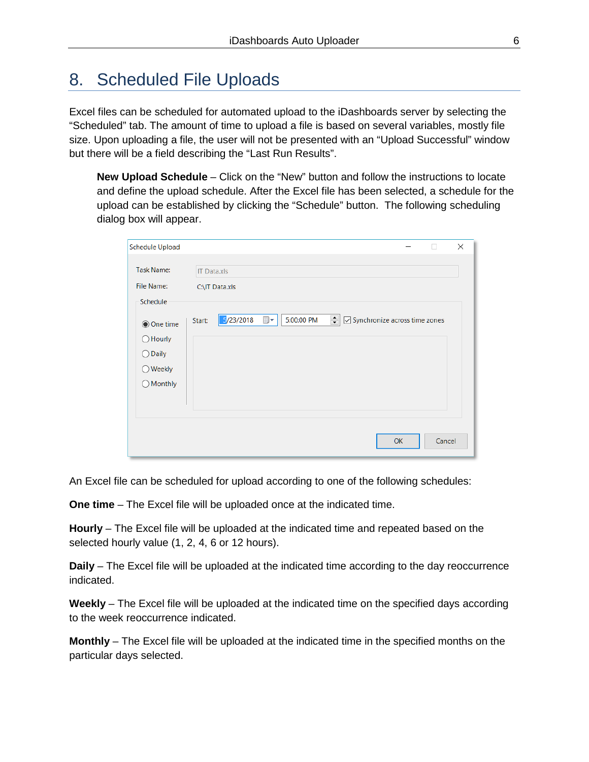# 8. Scheduled File Uploads

Excel files can be scheduled for automated upload to the iDashboards server by selecting the "Scheduled" tab. The amount of time to upload a file is based on several variables, mostly file size. Upon uploading a file, the user will not be presented with an "Upload Successful" window but there will be a field describing the "Last Run Results".

**New Upload Schedule** – Click on the "New" button and follow the instructions to locate and define the upload schedule. After the Excel file has been selected, a schedule for the upload can be established by clicking the "Schedule" button. The following scheduling dialog box will appear.

An Excel file can be scheduled for upload according to one of the following schedules:

**One time** – The Excel file will be uploaded once at the indicated time.

**Hourly** – The Excel file will be uploaded at the indicated time and repeated based on the selected hourly value (1, 2, 4, 6 or 12 hours).

**Daily** – The Excel file will be uploaded at the indicated time according to the day reoccurrence indicated.

**Weekly** – The Excel file will be uploaded at the indicated time on the specified days according to the week reoccurrence indicated.

**Monthly** – The Excel file will be uploaded at the indicated time in the specified months on the particular days selected.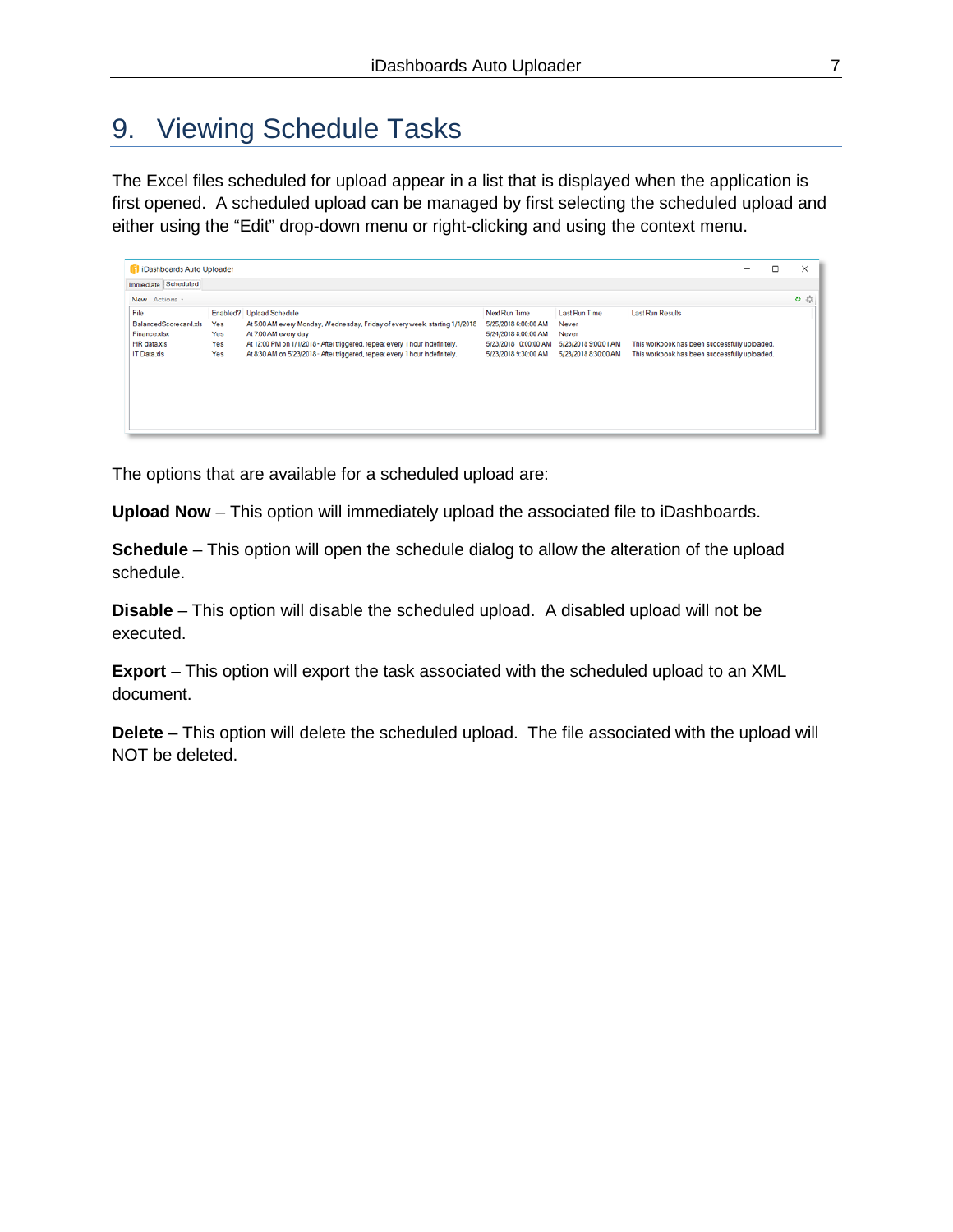# 9. Viewing Schedule Tasks

The Excel files scheduled for upload appear in a list that is displayed when the application is first opened. A scheduled upload can be managed by first selecting the scheduled upload and either using the “Edit” drop-down menu or right-clicking and using the context menu.

The options that are available for a scheduled upload are:

**Upload Now** – This option will immediately upload the associated file to iDashboards.

**Schedule** – This option will open the schedule dialog to allow the alteration of the upload schedule.

**Disable** – This option will disable the scheduled upload. A disabled upload will not be executed.

**Export** – This option will export the task associated with the scheduled upload to an XML document.

**Delete** – This option will delete the scheduled upload. The file associated with the upload will NOT be deleted.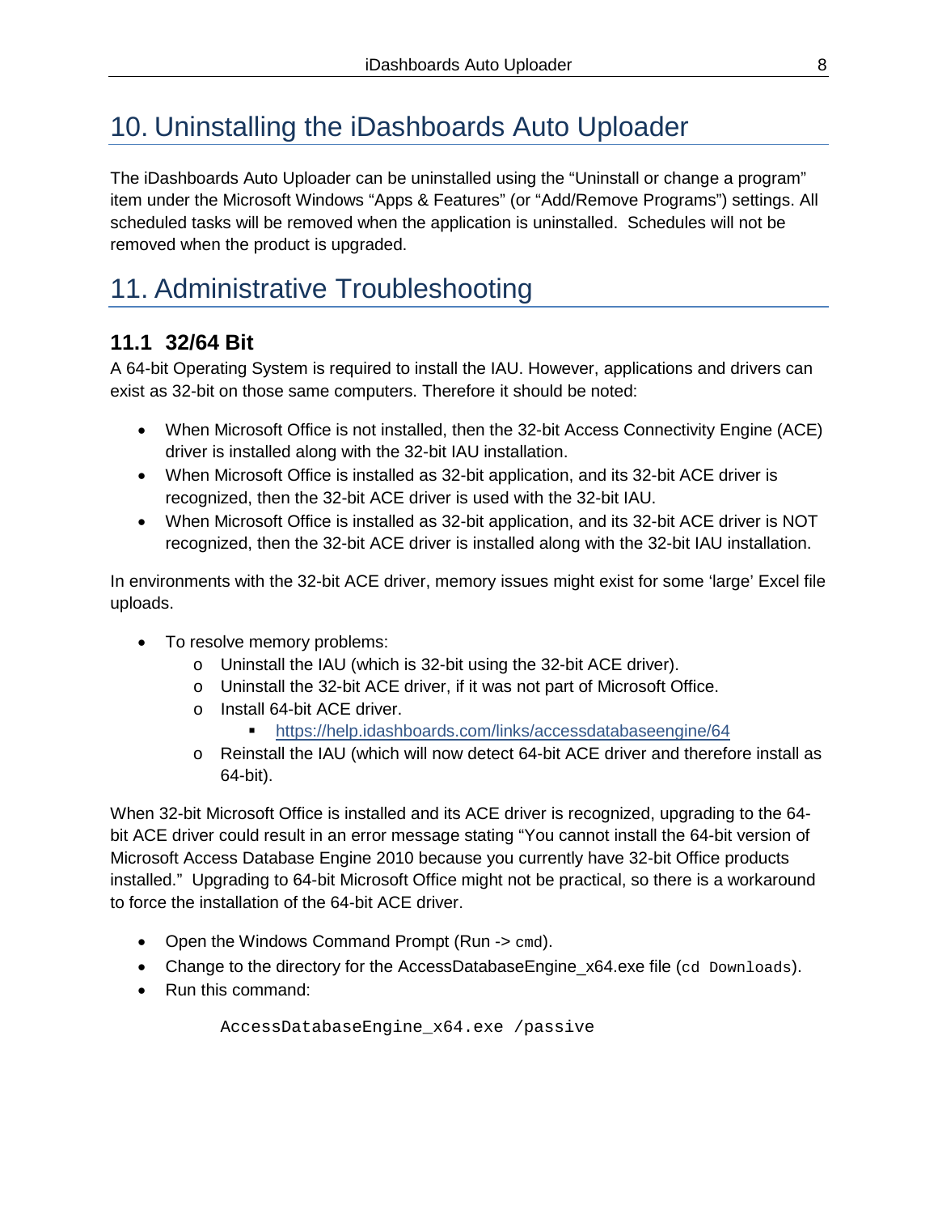# 10. Uninstalling the iDashboards Auto Uploader

The iDashboards Auto Uploader can be uninstalled using the "Uninstall or change a program" item under the Microsoft Windows "Apps & Features" (or "Add/Remove Programs") settings. All scheduled tasks will be removed when the application is uninstalled. Schedules will not be removed when the product is upgraded.

# 11. Administrative Troubleshooting

## 11.1 32/64 Bit

A 64-bit Operating System is required to install the IAU. However, applications and drivers can exist as 32-bit on those same computers. Therefore it should be noted:

- When Microsoft Office is not installed, then the 32-bit Access Connectivity Engine (ACE) driver is installed along with the 32-bit IAU installation.
- When Microsoft Office is installed as 32-bit application, and its 32-bit ACE driver is recognized, then the 32-bit ACE driver is used with the 32-bit IAU.
- When Microsoft Office is installed as 32-bit application, and its 32-bit ACE driver is NOT recognized, then the 32-bit ACE driver is installed along with the 32-bit IAU installation.

In environments with the 32-bit ACE driver, memory issues might exist for some 'large' Excel file uploads.

- To resolve memory problems:
  - Uninstall the IAU (which is 32-bit using the 32-bit ACE driver).
  - Uninstall the 32-bit ACE driver, if it was not part of Microsoft Office.
  - Install 64-bit ACE driver.
    - https://help.idashboards.com/links/accessdatabaseengine/64
  - Reinstall the IAU (which will now detect 64-bit ACE driver and therefore install as 64-bit).

When 32-bit Microsoft Office is installed and its ACE driver is recognized, upgrading to the 64-bit ACE driver could result in an error message stating "You cannot install the 64-bit version of Microsoft Access Database Engine 2010 because you currently have 32-bit Office products installed." Upgrading to 64-bit Microsoft Office might not be practical, so there is a workaround to force the installation of the 64-bit ACE driver.

- Open the Windows Command Prompt (Run -> `cmd`).
- Change to the directory for the AccessDatabaseEngine_x64.exe file (`cd Downloads`).
- Run this command:

```
AccessDatabaseEngine_x64.exe /passive
```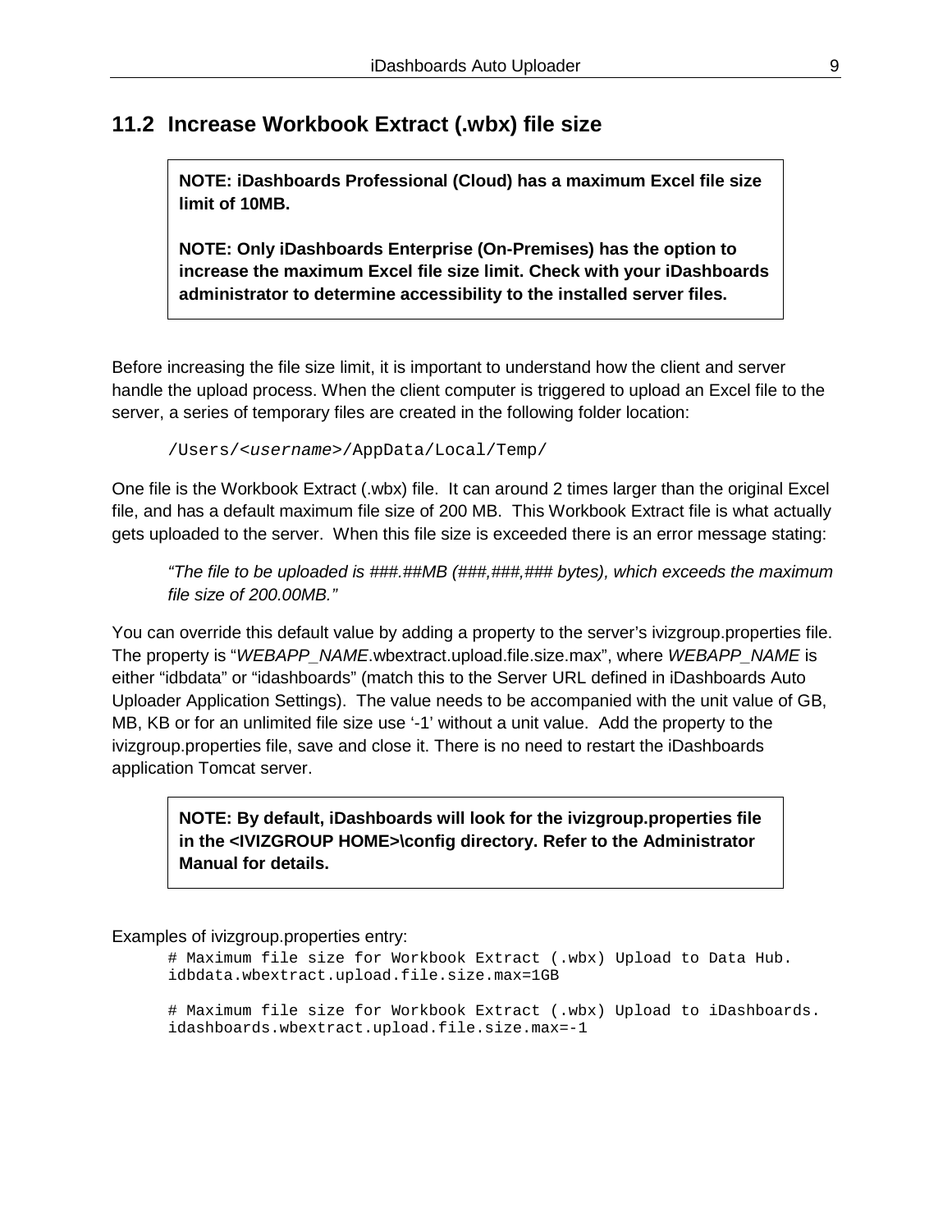## 11.2 Increase Workbook Extract (.wbx) file size

> **NOTE: iDashboards Professional (Cloud) has a maximum Excel file size limit of 10MB.**
>
> **NOTE: Only iDashboards Enterprise (On-Premises) has the option to increase the maximum Excel file size limit. Check with your iDashboards administrator to determine accessibility to the installed server files.**

Before increasing the file size limit, it is important to understand how the client and server handle the upload process. When the client computer is triggered to upload an Excel file to the server, a series of temporary files are created in the following folder location:

`/Users/<username>/AppData/Local/Temp/`

One file is the Workbook Extract (.wbx) file. It can around 2 times larger than the original Excel file, and has a default maximum file size of 200 MB. This Workbook Extract file is what actually gets uploaded to the server. When this file size is exceeded there is an error message stating:

*"The file to be uploaded is ###.##MB (###,###,### bytes), which exceeds the maximum file size of 200.00MB."*

You can override this default value by adding a property to the server's ivizgroup.properties file. The property is "*WEBAPP_NAME*.wbextract.upload.file.size.max", where *WEBAPP_NAME* is either "idbdata" or "idashboards" (match this to the Server URL defined in iDashboards Auto Uploader Application Settings). The value needs to be accompanied with the unit value of GB, MB, KB or for an unlimited file size use '-1' without a unit value. Add the property to the ivizgroup.properties file, save and close it. There is no need to restart the iDashboards application Tomcat server.

> **NOTE: By default, iDashboards will look for the ivizgroup.properties file in the <IVIZGROUP HOME>\config directory. Refer to the Administrator Manual for details.**

Examples of ivizgroup.properties entry:

```
# Maximum file size for Workbook Extract (.wbx) Upload to Data Hub.
idbdata.wbextract.upload.file.size.max=1GB

# Maximum file size for Workbook Extract (.wbx) Upload to iDashboards.
idashboards.wbextract.upload.file.size.max=-1
```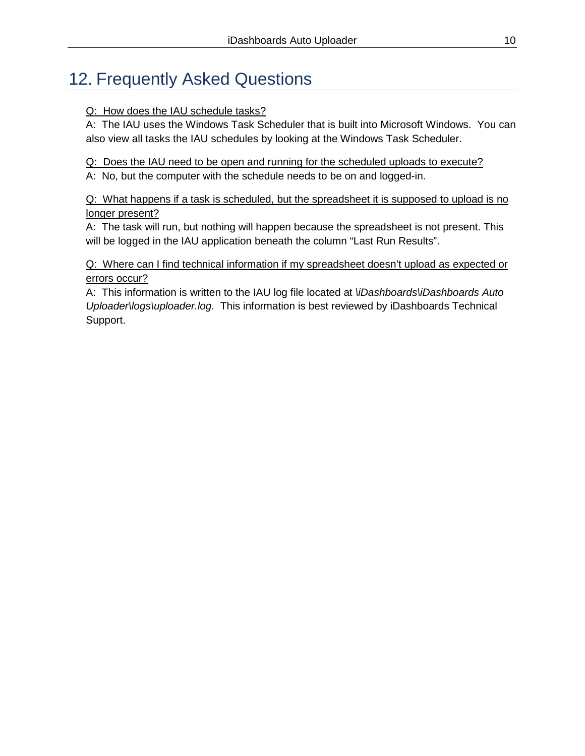# 12. Frequently Asked Questions

Q: How does the IAU schedule tasks?

A: The IAU uses the Windows Task Scheduler that is built into Microsoft Windows. You can also view all tasks the IAU schedules by looking at the Windows Task Scheduler.

Q: Does the IAU need to be open and running for the scheduled uploads to execute?

A: No, but the computer with the schedule needs to be on and logged-in.

Q: What happens if a task is scheduled, but the spreadsheet it is supposed to upload is no longer present?

A: The task will run, but nothing will happen because the spreadsheet is not present. This will be logged in the IAU application beneath the column "Last Run Results".

Q: Where can I find technical information if my spreadsheet doesn't upload as expected or errors occur?

A: This information is written to the IAU log file located at *\iDashboards\iDashboards Auto Uploader\logs\uploader.log*. This information is best reviewed by iDashboards Technical Support.